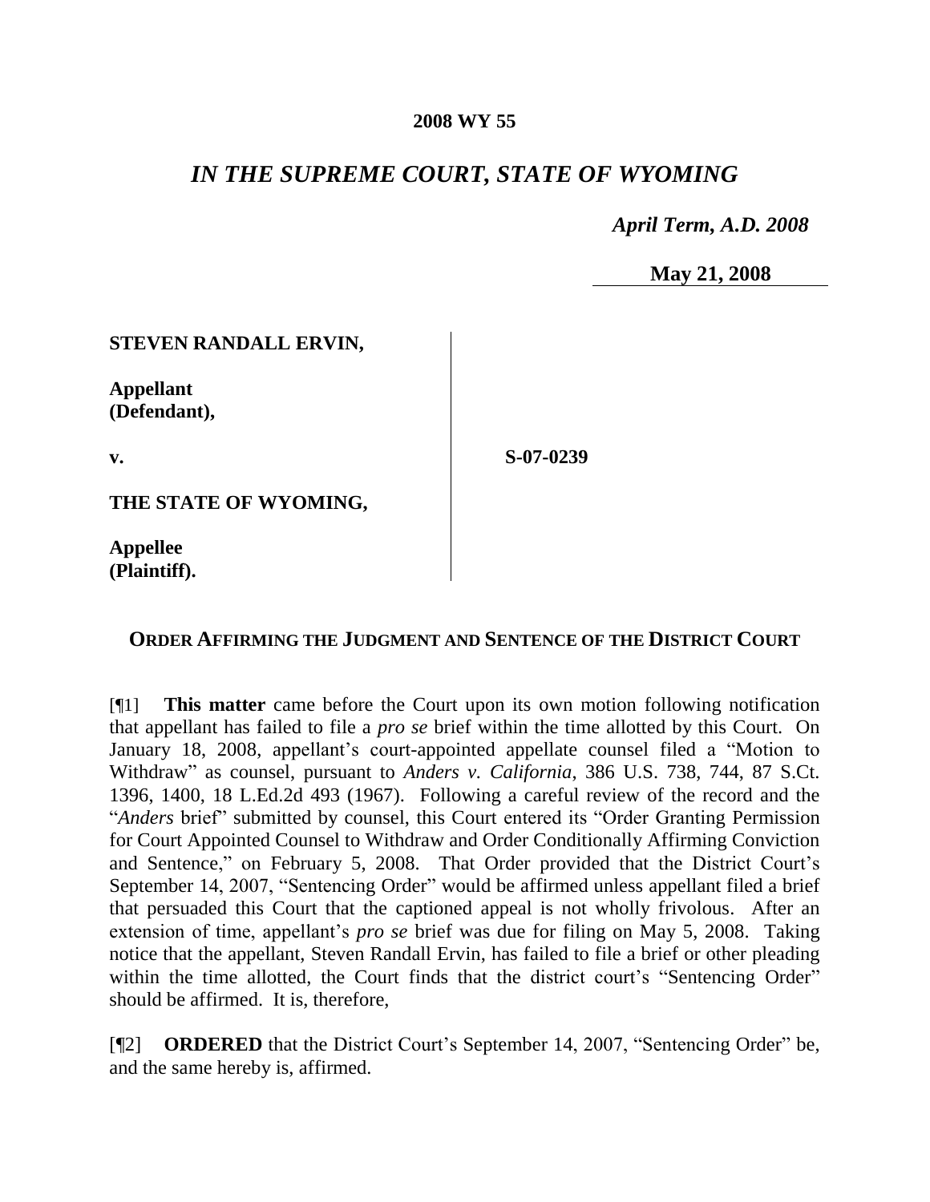**2008 WY 55**

# *IN THE SUPREME COURT, STATE OF WYOMING*

*April Term, A.D. 2008*

**May 21, 2008**

| | |
|---|---|
| **STEVEN RANDALL ERVIN,**<br><br>**Appellant (Defendant),**<br><br>**v.**<br><br>**THE STATE OF WYOMING,**<br><br>**Appellee (Plaintiff).** | **S-07-0239** |

## **ORDER AFFIRMING THE JUDGMENT AND SENTENCE OF THE DISTRICT COURT**

[¶1] **This matter** came before the Court upon its own motion following notification that appellant has failed to file a *pro se* brief within the time allotted by this Court. On January 18, 2008, appellant's court-appointed appellate counsel filed a "Motion to Withdraw" as counsel, pursuant to *Anders v. California*, 386 U.S. 738, 744, 87 S.Ct. 1396, 1400, 18 L.Ed.2d 493 (1967). Following a careful review of the record and the "*Anders* brief" submitted by counsel, this Court entered its "Order Granting Permission for Court Appointed Counsel to Withdraw and Order Conditionally Affirming Conviction and Sentence," on February 5, 2008. That Order provided that the District Court's September 14, 2007, "Sentencing Order" would be affirmed unless appellant filed a brief that persuaded this Court that the captioned appeal is not wholly frivolous. After an extension of time, appellant's *pro se* brief was due for filing on May 5, 2008. Taking notice that the appellant, Steven Randall Ervin, has failed to file a brief or other pleading within the time allotted, the Court finds that the district court's "Sentencing Order" should be affirmed. It is, therefore,

[¶2] **ORDERED** that the District Court's September 14, 2007, "Sentencing Order" be, and the same hereby is, affirmed.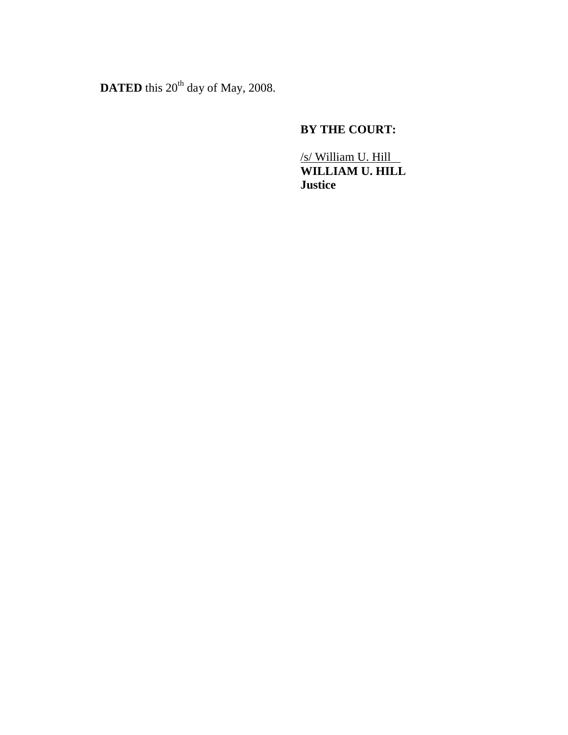**DATED** this 20th day of May, 2008.

**BY THE COURT:**

/s/ William U. Hill  
**WILLIAM U. HILL**  
**Justice**